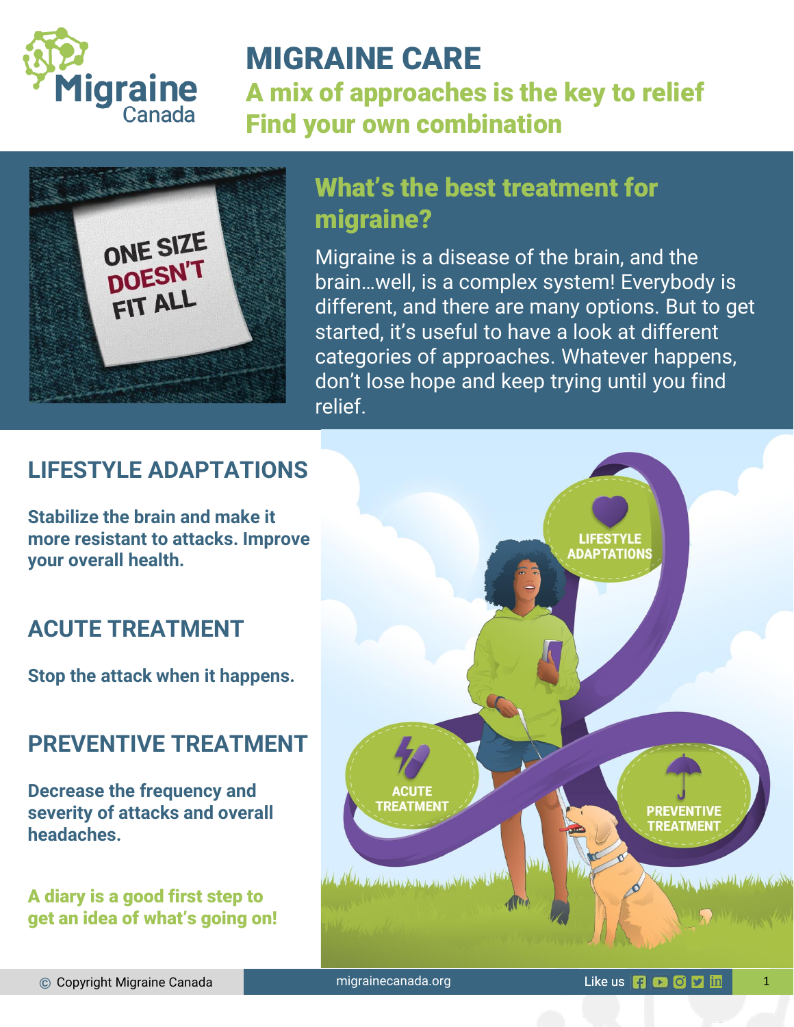# MIGRAINE CARE

## A mix of approaches is the key to relief
## Find your own combination

## What's the best treatment for migraine?

Migraine is a disease of the brain, and the brain…well, is a complex system! Everybody is different, and there are many options. But to get started, it's useful to have a look at different categories of approaches. Whatever happens, don't lose hope and keep trying until you find relief.

### LIFESTYLE ADAPTATIONS

**Stabilize the brain and make it more resistant to attacks. Improve your overall health.**

### ACUTE TREATMENT

**Stop the attack when it happens.**

### PREVENTIVE TREATMENT

**Decrease the frequency and severity of attacks and overall headaches.**

**A diary is a good first step to get an idea of what's going on!**

© Copyright Migraine Canada | migrainecanada.org | Like us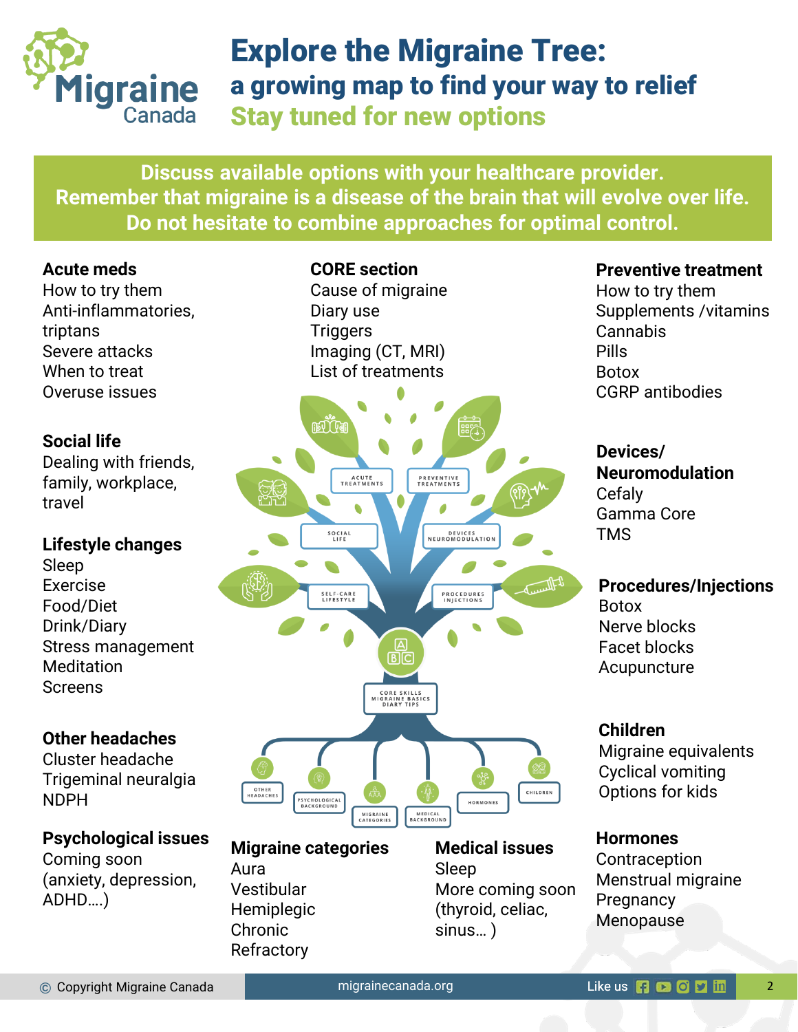# Explore the Migraine Tree:

## a growing map to find your way to relief

## Stay tuned for new options

**Discuss available options with your healthcare provider.**
**Remember that migraine is a disease of the brain that will evolve over life.**
**Do not hesitate to combine approaches for optimal control.**

**Acute meds**
How to try them
Anti-inflammatories, triptans
Severe attacks
When to treat
Overuse issues

**CORE section**
Cause of migraine
Diary use
Triggers
Imaging (CT, MRI)
List of treatments

**Preventive treatment**
How to try them
Supplements /vitamins
Cannabis
Pills
Botox
CGRP antibodies

**Social life**
Dealing with friends, family, workplace, travel

**Devices/ Neuromodulation**
Cefaly
Gamma Core
TMS

**Lifestyle changes**
Sleep
Exercise
Food/Diet
Drink/Diary
Stress management
Meditation
Screens

**Procedures/Injections**
Botox
Nerve blocks
Facet blocks
Acupuncture

ACUTE TREATMENTS
PREVENTIVE TREATMENTS
SOCIAL LIFE
DEVICES NEUROMODULATION
SELF-CARE LIFESTYLE
PROCEDURES INJECTIONS
CORE SKILLS MIGRAINE BASICS DIARY TIPS
OTHER HEADACHES
PSYCHOLOGICAL BACKGROUND
MIGRAINE CATEGORIES
MEDICAL BACKGROUND
HORMONES
CHILDREN

**Other headaches**
Cluster headache
Trigeminal neuralgia
NDPH

**Children**
Migraine equivalents
Cyclical vomiting
Options for kids

**Psychological issues**
Coming soon (anxiety, depression, ADHD….)

**Migraine categories**
Aura
Vestibular
Hemiplegic
Chronic
Refractory

**Medical issues**
Sleep
More coming soon (thyroid, celiac, sinus… )

**Hormones**
Contraception
Menstrual migraine
Pregnancy
Menopause

© Copyright Migraine Canada | migrainecanada.org | Like us